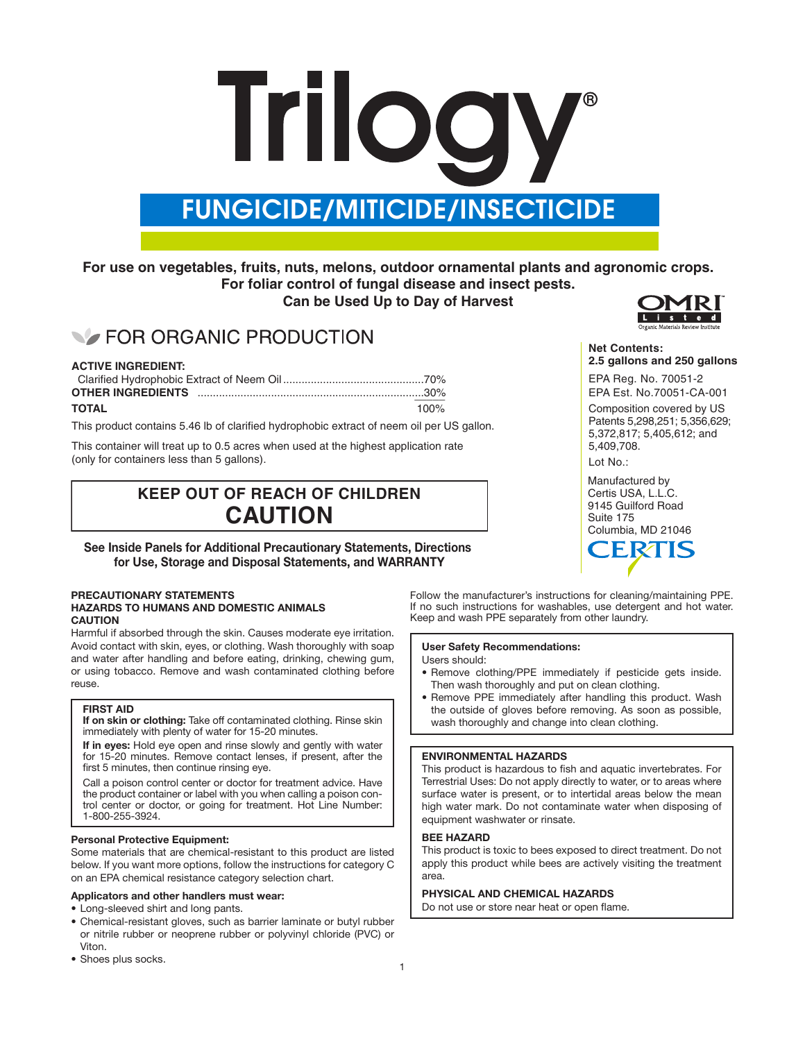# Trilogy®

## FUNGICIDE/MITICIDE/INSECTICIDE

**For use on vegetables, fruits, nuts, melons, outdoor ornamental plants and agronomic crops.**
**For foliar control of fungal disease and insect pests.**
**Can be Used Up to Day of Harvest**

## FOR ORGANIC PRODUCTION

OMRI Listed – Organic Materials Review Institute

**ACTIVE INGREDIENT:**

| | |
|---|---|
| Clarified Hydrophobic Extract of Neem Oil | 70% |
| **OTHER INGREDIENTS** | 30% |
| **TOTAL** | 100% |

This product contains 5.46 lb of clarified hydrophobic extract of neem oil per US gallon.

This container will treat up to 0.5 acres when used at the highest application rate (only for containers less than 5 gallons).

**Net Contents:**
**2.5 gallons and 250 gallons**

EPA Reg. No. 70051-2
EPA Est. No.70051-CA-001

Composition covered by US Patents 5,298,251; 5,356,629; 5,372,817; 5,405,612; and 5,409,708.

Lot No.:

Manufactured by
Certis USA, L.L.C.
9145 Guilford Road
Suite 175
Columbia, MD 21046

CERTIS

### KEEP OUT OF REACH OF CHILDREN
### CAUTION

**See Inside Panels for Additional Precautionary Statements, Directions for Use, Storage and Disposal Statements, and WARRANTY**

**PRECAUTIONARY STATEMENTS**
**HAZARDS TO HUMANS AND DOMESTIC ANIMALS**
**CAUTION**

Harmful if absorbed through the skin. Causes moderate eye irritation. Avoid contact with skin, eyes, or clothing. Wash thoroughly with soap and water after handling and before eating, drinking, chewing gum, or using tobacco. Remove and wash contaminated clothing before reuse.

**FIRST AID**

**If on skin or clothing:** Take off contaminated clothing. Rinse skin immediately with plenty of water for 15-20 minutes.

**If in eyes:** Hold eye open and rinse slowly and gently with water for 15-20 minutes. Remove contact lenses, if present, after the first 5 minutes, then continue rinsing eye.

Call a poison control center or doctor for treatment advice. Have the product container or label with you when calling a poison control center or doctor, or going for treatment. Hot Line Number: 1-800-255-3924.

**Personal Protective Equipment:**

Some materials that are chemical-resistant to this product are listed below. If you want more options, follow the instructions for category C on an EPA chemical resistance category selection chart.

**Applicators and other handlers must wear:**

- Long-sleeved shirt and long pants.
- Chemical-resistant gloves, such as barrier laminate or butyl rubber or nitrile rubber or neoprene rubber or polyvinyl chloride (PVC) or Viton.
- Shoes plus socks.

Follow the manufacturer's instructions for cleaning/maintaining PPE. If no such instructions for washables, use detergent and hot water. Keep and wash PPE separately from other laundry.

**User Safety Recommendations:**

Users should:

- Remove clothing/PPE immediately if pesticide gets inside. Then wash thoroughly and put on clean clothing.
- Remove PPE immediately after handling this product. Wash the outside of gloves before removing. As soon as possible, wash thoroughly and change into clean clothing.

**ENVIRONMENTAL HAZARDS**

This product is hazardous to fish and aquatic invertebrates. For Terrestrial Uses: Do not apply directly to water, or to areas where surface water is present, or to intertidal areas below the mean high water mark. Do not contaminate water when disposing of equipment washwater or rinsate.

**BEE HAZARD**

This product is toxic to bees exposed to direct treatment. Do not apply this product while bees are actively visiting the treatment area.

**PHYSICAL AND CHEMICAL HAZARDS**

Do not use or store near heat or open flame.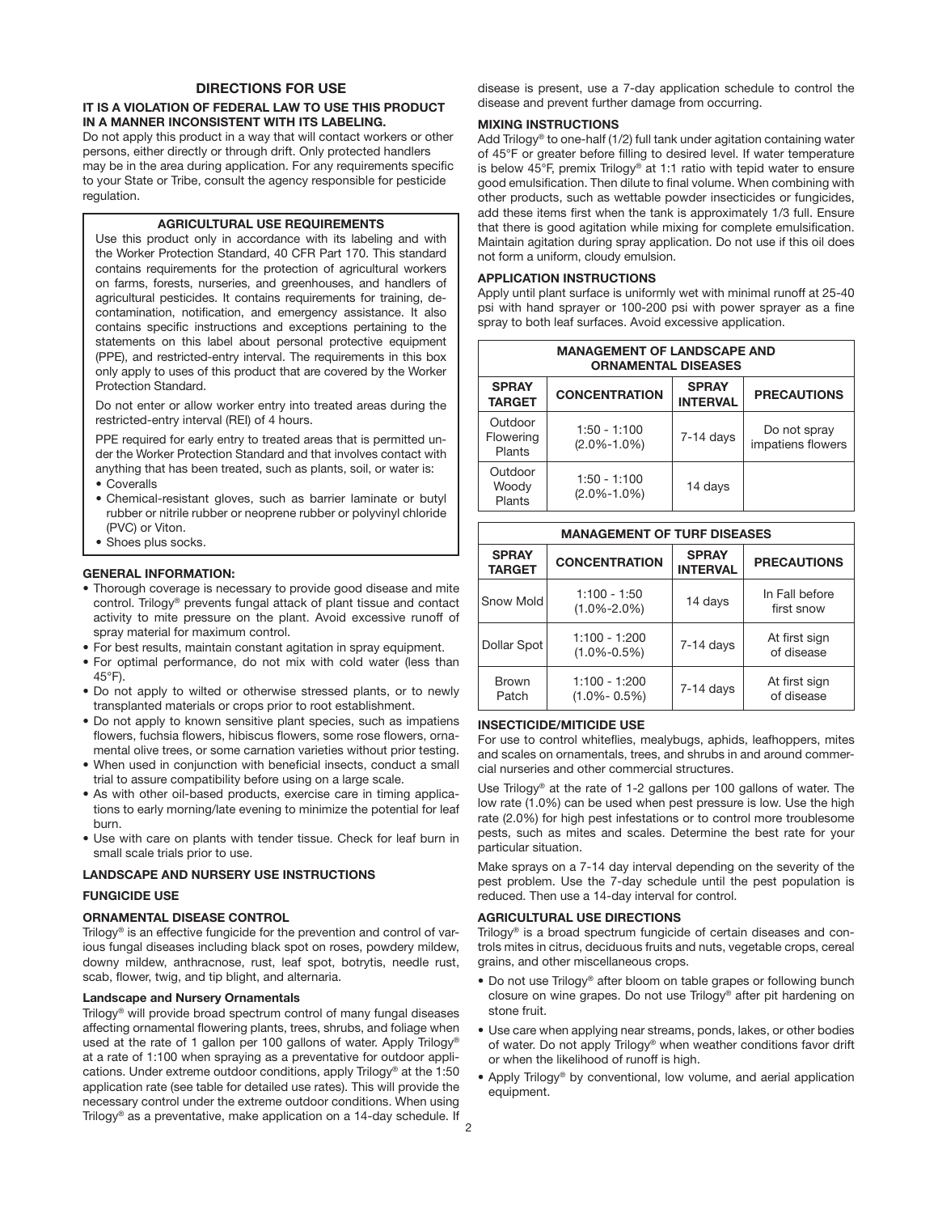## DIRECTIONS FOR USE

**IT IS A VIOLATION OF FEDERAL LAW TO USE THIS PRODUCT IN A MANNER INCONSISTENT WITH ITS LABELING.**

Do not apply this product in a way that will contact workers or other persons, either directly or through drift. Only protected handlers may be in the area during application. For any requirements specific to your State or Tribe, consult the agency responsible for pesticide regulation.

### AGRICULTURAL USE REQUIREMENTS

Use this product only in accordance with its labeling and with the Worker Protection Standard, 40 CFR Part 170. This standard contains requirements for the protection of agricultural workers on farms, forests, nurseries, and greenhouses, and handlers of agricultural pesticides. It contains requirements for training, decontamination, notification, and emergency assistance. It also contains specific instructions and exceptions pertaining to the statements on this label about personal protective equipment (PPE), and restricted-entry interval. The requirements in this box only apply to uses of this product that are covered by the Worker Protection Standard.

Do not enter or allow worker entry into treated areas during the restricted-entry interval (REI) of 4 hours.

PPE required for early entry to treated areas that is permitted under the Worker Protection Standard and that involves contact with anything that has been treated, such as plants, soil, or water is:

- Coveralls
- Chemical-resistant gloves, such as barrier laminate or butyl rubber or nitrile rubber or neoprene rubber or polyvinyl chloride (PVC) or Viton.
- Shoes plus socks.

### GENERAL INFORMATION:

- Thorough coverage is necessary to provide good disease and mite control. Trilogy® prevents fungal attack of plant tissue and contact activity to mite pressure on the plant. Avoid excessive runoff of spray material for maximum control.
- For best results, maintain constant agitation in spray equipment.
- For optimal performance, do not mix with cold water (less than 45°F).
- Do not apply to wilted or otherwise stressed plants, or to newly transplanted materials or crops prior to root establishment.
- Do not apply to known sensitive plant species, such as impatiens flowers, fuchsia flowers, hibiscus flowers, some rose flowers, ornamental olive trees, or some carnation varieties without prior testing.
- When used in conjunction with beneficial insects, conduct a small trial to assure compatibility before using on a large scale.
- As with other oil-based products, exercise care in timing applications to early morning/late evening to minimize the potential for leaf burn.
- Use with care on plants with tender tissue. Check for leaf burn in small scale trials prior to use.

### LANDSCAPE AND NURSERY USE INSTRUCTIONS

### FUNGICIDE USE

### ORNAMENTAL DISEASE CONTROL

Trilogy® is an effective fungicide for the prevention and control of various fungal diseases including black spot on roses, powdery mildew, downy mildew, anthracnose, rust, leaf spot, botrytis, needle rust, scab, flower, twig, and tip blight, and alternaria.

#### Landscape and Nursery Ornamentals

Trilogy® will provide broad spectrum control of many fungal diseases affecting ornamental flowering plants, trees, shrubs, and foliage when used at the rate of 1 gallon per 100 gallons of water. Apply Trilogy® at a rate of 1:100 when spraying as a preventative for outdoor applications. Under extreme outdoor conditions, apply Trilogy® at the 1:50 application rate (see table for detailed use rates). This will provide the necessary control under the extreme outdoor conditions. When using Trilogy® as a preventative, make application on a 14-day schedule. If disease is present, use a 7-day application schedule to control the disease and prevent further damage from occurring.

### MIXING INSTRUCTIONS

Add Trilogy® to one-half (1/2) full tank under agitation containing water of 45°F or greater before filling to desired level. If water temperature is below 45°F, premix Trilogy® at 1:1 ratio with tepid water to ensure good emulsification. Then dilute to final volume. When combining with other products, such as wettable powder insecticides or fungicides, add these items first when the tank is approximately 1/3 full. Ensure that there is good agitation while mixing for complete emulsification. Maintain agitation during spray application. Do not use if this oil does not form a uniform, cloudy emulsion.

### APPLICATION INSTRUCTIONS

Apply until plant surface is uniformly wet with minimal runoff at 25-40 psi with hand sprayer or 100-200 psi with power sprayer as a fine spray to both leaf surfaces. Avoid excessive application.

| MANAGEMENT OF LANDSCAPE AND ORNAMENTAL DISEASES | | | |
|---|---|---|---|
| **SPRAY TARGET** | **CONCENTRATION** | **SPRAY INTERVAL** | **PRECAUTIONS** |
| Outdoor Flowering Plants | 1:50 - 1:100 (2.0%-1.0%) | 7-14 days | Do not spray impatiens flowers |
| Outdoor Woody Plants | 1:50 - 1:100 (2.0%-1.0%) | 14 days | |

| MANAGEMENT OF TURF DISEASES | | | |
|---|---|---|---|
| **SPRAY TARGET** | **CONCENTRATION** | **SPRAY INTERVAL** | **PRECAUTIONS** |
| Snow Mold | 1:100 - 1:50 (1.0%-2.0%) | 14 days | In Fall before first snow |
| Dollar Spot | 1:100 - 1:200 (1.0%-0.5%) | 7-14 days | At first sign of disease |
| Brown Patch | 1:100 - 1:200 (1.0%- 0.5%) | 7-14 days | At first sign of disease |

### INSECTICIDE/MITICIDE USE

For use to control whiteflies, mealybugs, aphids, leafhoppers, mites and scales on ornamentals, trees, and shrubs in and around commercial nurseries and other commercial structures.

Use Trilogy® at the rate of 1-2 gallons per 100 gallons of water. The low rate (1.0%) can be used when pest pressure is low. Use the high rate (2.0%) for high pest infestations or to control more troublesome pests, such as mites and scales. Determine the best rate for your particular situation.

Make sprays on a 7-14 day interval depending on the severity of the pest problem. Use the 7-day schedule until the pest population is reduced. Then use a 14-day interval for control.

### AGRICULTURAL USE DIRECTIONS

Trilogy® is a broad spectrum fungicide of certain diseases and controls mites in citrus, deciduous fruits and nuts, vegetable crops, cereal grains, and other miscellaneous crops.

- Do not use Trilogy® after bloom on table grapes or following bunch closure on wine grapes. Do not use Trilogy® after pit hardening on stone fruit.
- Use care when applying near streams, ponds, lakes, or other bodies of water. Do not apply Trilogy® when weather conditions favor drift or when the likelihood of runoff is high.
- Apply Trilogy® by conventional, low volume, and aerial application equipment.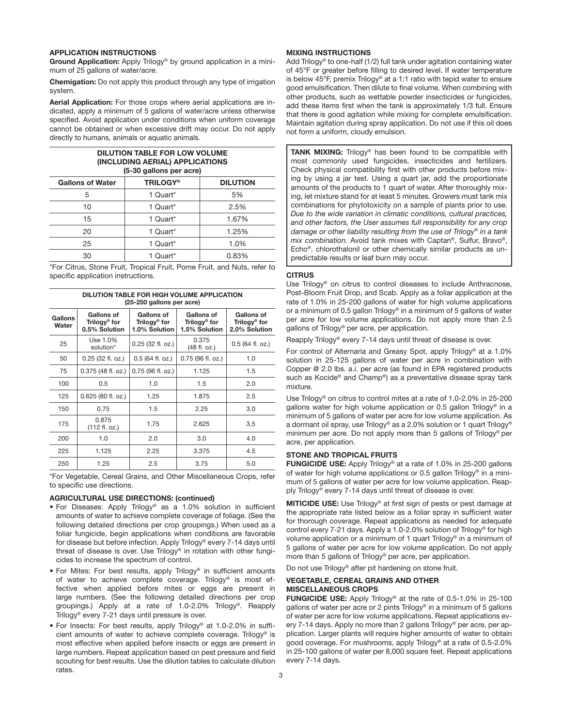### APPLICATION INSTRUCTIONS

**Ground Application:** Apply Trilogy® by ground application in a minimum of 25 gallons of water/acre.

**Chemigation:** Do not apply this product through any type of irrigation system.

**Aerial Application:** For those crops where aerial applications are indicated, apply a minimum of 5 gallons of water/acre unless otherwise specified. Avoid application under conditions when uniform coverage cannot be obtained or when excessive drift may occur. Do not apply directly to humans, animals or aquatic animals.

**DILUTION TABLE FOR LOW VOLUME (INCLUDING AERIAL) APPLICATIONS (5-30 gallons per acre)**

| Gallons of Water | TRILOGY® | DILUTION |
|---|---|---|
| 5 | 1 Quart* | 5% |
| 10 | 1 Quart* | 2.5% |
| 15 | 1 Quart* | 1.67% |
| 20 | 1 Quart* | 1.25% |
| 25 | 1 Quart* | 1.0% |
| 30 | 1 Quart* | 0.83% |

*For Citrus, Stone Fruit, Tropical Fruit, Pome Fruit, and Nuts, refer to specific application instructions.

**DILUTION TABLE FOR HIGH VOLUME APPLICATION (25-250 gallons per acre)**

| Gallons Water | Gallons of Trilogy® for 0.5% Solution | Gallons of Trilogy® for 1.0% Solution | Gallons of Trilogy® for 1.5% Solution | Gallons of Trilogy® for 2.0% Solution |
|---|---|---|---|---|
| 25 | Use 1.0% solution* | 0.25 (32 fl. oz.) | 0.375 (48 fl. oz.) | 0.5 (64 fl. oz.) |
| 50 | 0.25 (32 fl. oz.) | 0.5 (64 fl. oz.) | 0.75 (96 fl. oz.) | 1.0 |
| 75 | 0.375 (48 fl. oz.) | 0.75 (96 fl. oz.) | 1.125 | 1.5 |
| 100 | 0.5 | 1.0 | 1.5 | 2.0 |
| 125 | 0.625 (80 fl. oz.) | 1.25 | 1.875 | 2.5 |
| 150 | 0.75 | 1.5 | 2.25 | 3.0 |
| 175 | 0.875 (112 fl. oz.) | 1.75 | 2.625 | 3.5 |
| 200 | 1.0 | 2.0 | 3.0 | 4.0 |
| 225 | 1.125 | 2.25 | 3.375 | 4.5 |
| 250 | 1.25 | 2.5 | 3.75 | 5.0 |

*For Vegetable, Cereal Grains, and Other Miscellaneous Crops, refer to specific use directions.

### AGRICULTURAL USE DIRECTIONS: (continued)

- For Diseases: Apply Trilogy® as a 1.0% solution in sufficient amounts of water to achieve complete coverage of foliage. (See the following detailed directions per crop groupings.) When used as a foliar fungicide, begin applications when conditions are favorable for disease but before infection. Apply Trilogy® every 7-14 days until threat of disease is over. Use Trilogy® in rotation with other fungicides to increase the spectrum of control.
- For Mites: For best results, apply Trilogy® in sufficient amounts of water to achieve complete coverage. Trilogy® is most effective when applied before mites or eggs are present in large numbers. (See the following detailed directions per crop groupings.) Apply at a rate of 1.0-2.0% Trilogy®. Reapply Trilogy® every 7-21 days until pressure is over.
- For Insects: For best results, apply Trilogy® at 1.0-2.0% in sufficient amounts of water to achieve complete coverage. Trilogy® is most effective when applied before insects or eggs are present in large numbers. Repeat application based on pest pressure and field scouting for best results. Use the dilution tables to calculate dilution rates.

### MIXING INSTRUCTIONS

Add Trilogy® to one-half (1/2) full tank under agitation containing water of 45°F or greater before filling to desired level. If water temperature is below 45°F, premix Trilogy® at a 1:1 ratio with tepid water to ensure good emulsification. Then dilute to final volume. When combining with other products, such as wettable powder insecticides or fungicides, add these items first when the tank is approximately 1/3 full. Ensure that there is good agitation while mixing for complete emulsification. Maintain agitation during spray application. Do not use if this oil does not form a uniform, cloudy emulsion.

**TANK MIXING:** Trilogy® has been found to be compatible with most commonly used fungicides, insecticides and fertilizers. Check physical compatibility first with other products before mixing by using a jar test. Using a quart jar, add the proportionate amounts of the products to 1 quart of water. After thoroughly mixing, let mixture stand for at least 5 minutes. Growers must tank mix combinations for phytotoxicity on a sample of plants prior to use. *Due to the wide variation in climatic conditions, cultural practices, and other factors, the User assumes full responsibility for any crop damage or other liability resulting from the use of Trilogy® in a tank mix combination.* Avoid tank mixes with Captan®, Sulfur, Bravo®, Echo®, chlorothalonil or other chemically similar products as unpredictable results or leaf burn may occur.

### CITRUS

Use Trilogy® on citrus to control diseases to include Anthracnose, Post-Bloom Fruit Drop, and Scab. Apply as a foliar application at the rate of 1.0% in 25-200 gallons of water for high volume applications or a minimum of 0.5 gallon Trilogy® in a minimum of 5 gallons of water per acre for low volume applications. Do not apply more than 2.5 gallons of Trilogy® per acre, per application.

Reapply Trilogy® every 7-14 days until threat of disease is over.

For control of Alternaria and Greasy Spot, apply Trilogy® at a 1.0% solution in 25-125 gallons of water per acre in combination with Copper @ 2.0 lbs. a.i. per acre (as found in EPA registered products such as Kocide® and Champ®) as a preventative disease spray tank mixture.

Use Trilogy® on citrus to control mites at a rate of 1.0-2.0% in 25-200 gallons water for high volume application or 0.5 gallon Trilogy® in a minimum of 5 gallons of water per acre for low volume application. As a dormant oil spray, use Trilogy® as a 2.0% solution or 1 quart Trilogy® minimum per acre. Do not apply more than 5 gallons of Trilogy® per acre, per application.

### STONE AND TROPICAL FRUITS

**FUNGICIDE USE:** Apply Trilogy® at a rate of 1.0% in 25-200 gallons of water for high volume applications or 0.5 gallon Trilogy® in a minimum of 5 gallons of water per acre for low volume application. Reapply Trilogy® every 7-14 days until threat of disease is over.

**MITICIDE USE:** Use Trilogy® at first sign of pests or pest damage at the appropriate rate listed below as a foliar spray in sufficient water for thorough coverage. Repeat applications as needed for adequate control every 7-21 days. Apply a 1.0-2.0% solution of Trilogy® for high volume application or a minimum of 1 quart Trilogy® in a minimum of 5 gallons of water per acre for low volume application. Do not apply more than 5 gallons of Trilogy® per acre, per application.

Do not use Trilogy® after pit hardening on stone fruit.

### VEGETABLE, CEREAL GRAINS AND OTHER MISCELLANEOUS CROPS

**FUNGICIDE USE:** Apply Trilogy® at the rate of 0.5-1.0% in 25-100 gallons of water per acre or 2 pints Trilogy® in a minimum of 5 gallons of water per acre for low volume applications. Repeat applications every 7-14 days. Apply no more than 2 gallons Trilogy® per acre, per application. Larger plants will require higher amounts of water to obtain good coverage. For mushrooms, apply Trilogy® at a rate of 0.5-2.0% in 25-100 gallons of water per 8,000 square feet. Repeat applications every 7-14 days.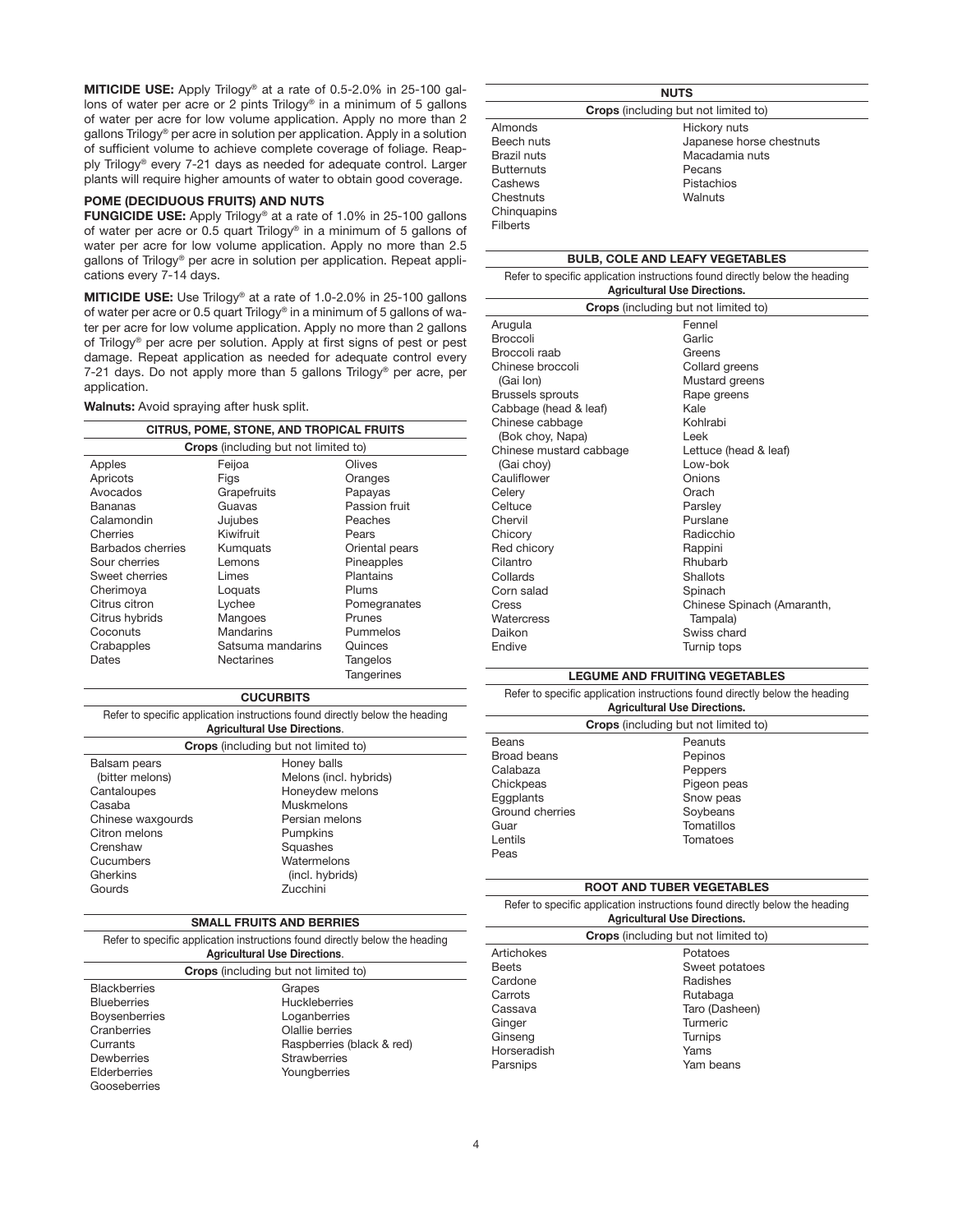**MITICIDE USE:** Apply Trilogy® at a rate of 0.5-2.0% in 25-100 gallons of water per acre or 2 pints Trilogy® in a minimum of 5 gallons of water per acre for low volume application. Apply no more than 2 gallons Trilogy® per acre in solution per application. Apply in a solution of sufficient volume to achieve complete coverage of foliage. Reapply Trilogy® every 7-21 days as needed for adequate control. Larger plants will require higher amounts of water to obtain good coverage.

### POME (DECIDUOUS FRUITS) AND NUTS

**FUNGICIDE USE:** Apply Trilogy® at a rate of 1.0% in 25-100 gallons of water per acre or 0.5 quart Trilogy® in a minimum of 5 gallons of water per acre for low volume application. Apply no more than 2.5 gallons of Trilogy® per acre in solution per application. Repeat applications every 7-14 days.

**MITICIDE USE:** Use Trilogy® at a rate of 1.0-2.0% in 25-100 gallons of water per acre or 0.5 quart Trilogy® in a minimum of 5 gallons of water per acre for low volume application. Apply no more than 2 gallons of Trilogy® per acre per solution. Apply at first signs of pest or pest damage. Repeat application as needed for adequate control every 7-21 days. Do not apply more than 5 gallons Trilogy® per acre, per application.

**Walnuts:** Avoid spraying after husk split.

**CITRUS, POME, STONE, AND TROPICAL FRUITS**

**Crops** (including but not limited to)

| | | |
|---|---|---|
| Apples | Feijoa | Olives |
| Apricots | Figs | Oranges |
| Avocados | Grapefruits | Papayas |
| Bananas | Guavas | Passion fruit |
| Calamondin | Jujubes | Peaches |
| Cherries | Kiwifruit | Pears |
| Barbados cherries | Kumquats | Oriental pears |
| Sour cherries | Lemons | Pineapples |
| Sweet cherries | Limes | Plantains |
| Cherimoya | Loquats | Plums |
| Citrus citron | Lychee | Pomegranates |
| Citrus hybrids | Mangoes | Prunes |
| Coconuts | Mandarins | Pummelos |
| Crabapples | Satsuma mandarins | Quinces |
| Dates | Nectarines | Tangelos |
| | | Tangerines |

**CUCURBITS**

Refer to specific application instructions found directly below the heading **Agricultural Use Directions**.

**Crops** (including but not limited to)

| | |
|---|---|
| Balsam pears (bitter melons) | Honey balls |
| Cantaloupes | Melons (incl. hybrids) |
| Casaba | Honeydew melons |
| Chinese waxgourds | Muskmelons |
| Citron melons | Persian melons |
| Crenshaw | Pumpkins |
| Cucumbers | Squashes |
| Gherkins | Watermelons (incl. hybrids) |
| Gourds | Zucchini |

**SMALL FRUITS AND BERRIES**

Refer to specific application instructions found directly below the heading **Agricultural Use Directions**.

**Crops** (including but not limited to)

| | |
|---|---|
| Blackberries | Grapes |
| Blueberries | Huckleberries |
| Boysenberries | Loganberries |
| Cranberries | Olallie berries |
| Currants | Raspberries (black & red) |
| Dewberries | Strawberries |
| Elderberries | Youngberries |
| Gooseberries | |

**NUTS**

**Crops** (including but not limited to)

| | |
|---|---|
| Almonds | Hickory nuts |
| Beech nuts | Japanese horse chestnuts |
| Brazil nuts | Macadamia nuts |
| Butternuts | Pecans |
| Cashews | Pistachios |
| Chestnuts | Walnuts |
| Chinquapins | |
| Filberts | |

**BULB, COLE AND LEAFY VEGETABLES**

Refer to specific application instructions found directly below the heading **Agricultural Use Directions.**

**Crops** (including but not limited to)

| | |
|---|---|
| Arugula | Fennel |
| Broccoli | Garlic |
| Broccoli raab | Greens |
| Chinese broccoli (Gai lon) | Collard greens |
| Brussels sprouts | Mustard greens |
| Cabbage (head & leaf) | Rape greens |
| Chinese cabbage (Bok choy, Napa) | Kale |
| Chinese mustard cabbage (Gai choy) | Kohlrabi |
| Cauliflower | Leek |
| Celery | Lettuce (head & leaf) |
| Celtuce | Low-bok |
| Chervil | Onions |
| Chicory | Orach |
| Red chicory | Parsley |
| Cilantro | Purslane |
| Collards | Radicchio |
| Corn salad | Rappini |
| Cress | Rhubarb |
| Watercress | Shallots |
| Daikon | Spinach |
| Endive | Chinese Spinach (Amaranth, Tampala) |
| | Swiss chard |
| | Turnip tops |

**LEGUME AND FRUITING VEGETABLES**

Refer to specific application instructions found directly below the heading **Agricultural Use Directions.**

**Crops** (including but not limited to)

| | |
|---|---|
| Beans | Peanuts |
| Broad beans | Pepinos |
| Calabaza | Peppers |
| Chickpeas | Pigeon peas |
| Eggplants | Snow peas |
| Ground cherries | Soybeans |
| Guar | Tomatillos |
| Lentils | Tomatoes |
| Peas | |

**ROOT AND TUBER VEGETABLES**

Refer to specific application instructions found directly below the heading **Agricultural Use Directions.**

**Crops** (including but not limited to)

| | |
|---|---|
| Artichokes | Potatoes |
| Beets | Sweet potatoes |
| Cardone | Radishes |
| Carrots | Rutabaga |
| Cassava | Taro (Dasheen) |
| Ginger | Turmeric |
| Ginseng | Turnips |
| Horseradish | Yams |
| Parsnips | Yam beans |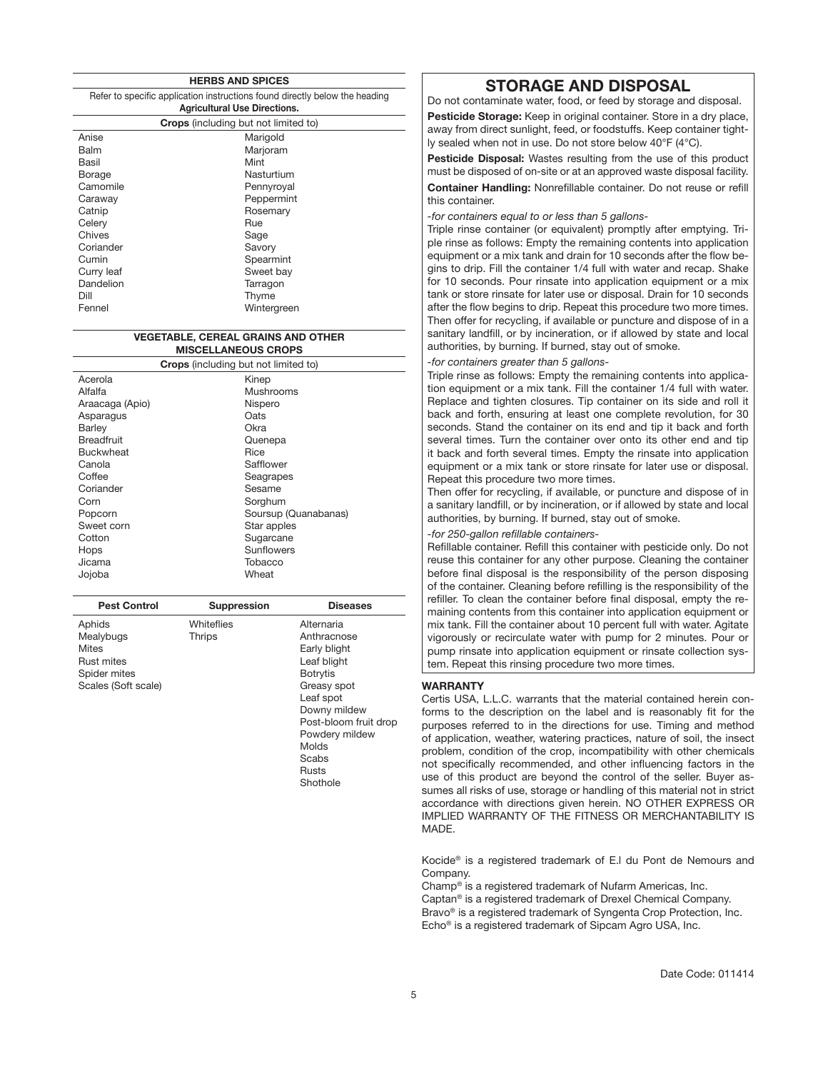**HERBS AND SPICES**

Refer to specific application instructions found directly below the heading **Agricultural Use Directions.**

**Crops** (including but not limited to)

| | |
|---|---|
| Anise | Marigold |
| Balm | Marjoram |
| Basil | Mint |
| Borage | Nasturtium |
| Camomile | Pennyroyal |
| Caraway | Peppermint |
| Catnip | Rosemary |
| Celery | Rue |
| Chives | Sage |
| Coriander | Savory |
| Cumin | Spearmint |
| Curry leaf | Sweet bay |
| Dandelion | Tarragon |
| Dill | Thyme |
| Fennel | Wintergreen |

**VEGETABLE, CEREAL GRAINS AND OTHER MISCELLANEOUS CROPS**

**Crops** (including but not limited to)

| | |
|---|---|
| Acerola | Kinep |
| Alfalfa | Mushrooms |
| Araacaga (Apio) | Nispero |
| Asparagus | Oats |
| Barley | Okra |
| Breadfruit | Quenepa |
| Buckwheat | Rice |
| Canola | Safflower |
| Coffee | Seagrapes |
| Coriander | Sesame |
| Corn | Sorghum |
| Popcorn | Soursup (Quanabanas) |
| Sweet corn | Star apples |
| Cotton | Sugarcane |
| Hops | Sunflowers |
| Jicama | Tobacco |
| Jojoba | Wheat |

| Pest Control | Suppression | Diseases |
|---|---|---|
| Aphids | Whiteflies | Alternaria |
| Mealybugs | Thrips | Anthracnose |
| Mites | | Early blight |
| Rust mites | | Leaf blight |
| Spider mites | | Botrytis |
| Scales (Soft scale) | | Greasy spot |
| | | Leaf spot |
| | | Downy mildew |
| | | Post-bloom fruit drop |
| | | Powdery mildew |
| | | Molds |
| | | Scabs |
| | | Rusts |
| | | Shothole |

# STORAGE AND DISPOSAL

Do not contaminate water, food, or feed by storage and disposal.

**Pesticide Storage:** Keep in original container. Store in a dry place, away from direct sunlight, feed, or foodstuffs. Keep container tightly sealed when not in use. Do not store below 40°F (4°C).

**Pesticide Disposal:** Wastes resulting from the use of this product must be disposed of on-site or at an approved waste disposal facility.

**Container Handling:** Nonrefillable container. Do not reuse or refill this container.

*-for containers equal to or less than 5 gallons-*

Triple rinse container (or equivalent) promptly after emptying. Triple rinse as follows: Empty the remaining contents into application equipment or a mix tank and drain for 10 seconds after the flow begins to drip. Fill the container 1/4 full with water and recap. Shake for 10 seconds. Pour rinsate into application equipment or a mix tank or store rinsate for later use or disposal. Drain for 10 seconds after the flow begins to drip. Repeat this procedure two more times. Then offer for recycling, if available or puncture and dispose of in a sanitary landfill, or by incineration, or if allowed by state and local authorities, by burning. If burned, stay out of smoke.

*-for containers greater than 5 gallons-*

Triple rinse as follows: Empty the remaining contents into application equipment or a mix tank. Fill the container 1/4 full with water. Replace and tighten closures. Tip container on its side and roll it back and forth, ensuring at least one complete revolution, for 30 seconds. Stand the container on its end and tip it back and forth several times. Turn the container over onto its other end and tip it back and forth several times. Empty the rinsate into application equipment or a mix tank or store rinsate for later use or disposal. Repeat this procedure two more times.

Then offer for recycling, if available, or puncture and dispose of in a sanitary landfill, or by incineration, or if allowed by state and local authorities, by burning. If burned, stay out of smoke.

*-for 250-gallon refillable containers-*

Refillable container. Refill this container with pesticide only. Do not reuse this container for any other purpose. Cleaning the container before final disposal is the responsibility of the person disposing of the container. Cleaning before refilling is the responsibility of the refiller. To clean the container before final disposal, empty the remaining contents from this container into application equipment or mix tank. Fill the container about 10 percent full with water. Agitate vigorously or recirculate water with pump for 2 minutes. Pour or pump rinsate into application equipment or rinsate collection system. Repeat this rinsing procedure two more times.

**WARRANTY**

Certis USA, L.L.C. warrants that the material contained herein conforms to the description on the label and is reasonably fit for the purposes referred to in the directions for use. Timing and method of application, weather, watering practices, nature of soil, the insect problem, condition of the crop, incompatibility with other chemicals not specifically recommended, and other influencing factors in the use of this product are beyond the control of the seller. Buyer assumes all risks of use, storage or handling of this material not in strict accordance with directions given herein. NO OTHER EXPRESS OR IMPLIED WARRANTY OF THE FITNESS OR MERCHANTABILITY IS MADE.

Kocide® is a registered trademark of E.I du Pont de Nemours and Company.

Champ® is a registered trademark of Nufarm Americas, Inc.

Captan® is a registered trademark of Drexel Chemical Company.

Bravo® is a registered trademark of Syngenta Crop Protection, Inc.

Echo® is a registered trademark of Sipcam Agro USA, Inc.

Date Code: 011414